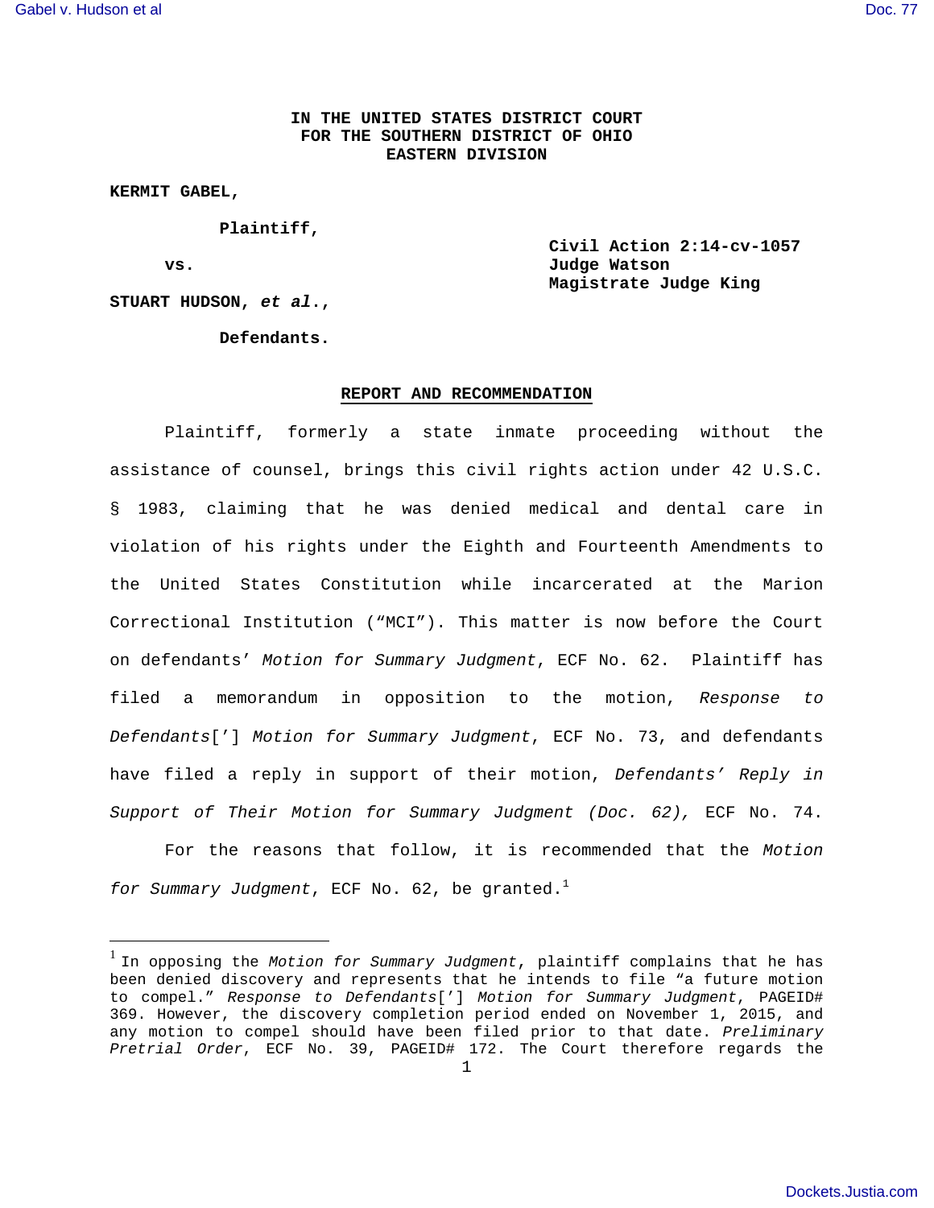**IN THE UNITED STATES DISTRICT COURT**
**FOR THE SOUTHERN DISTRICT OF OHIO**
**EASTERN DIVISION**

**KERMIT GABEL,**

**Plaintiff,**

**vs.**

**Civil Action 2:14-cv-1057**
**Judge Watson**
**Magistrate Judge King**

**STUART HUDSON, *et al.*,**

**Defendants.**

## REPORT AND RECOMMENDATION

Plaintiff, formerly a state inmate proceeding without the assistance of counsel, brings this civil rights action under 42 U.S.C. § 1983, claiming that he was denied medical and dental care in violation of his rights under the Eighth and Fourteenth Amendments to the United States Constitution while incarcerated at the Marion Correctional Institution ("MCI"). This matter is now before the Court on defendants' *Motion for Summary Judgment*, ECF No. 62. Plaintiff has filed a memorandum in opposition to the motion, *Response to Defendants*['] *Motion for Summary Judgment*, ECF No. 73, and defendants have filed a reply in support of their motion, *Defendants' Reply in Support of Their Motion for Summary Judgment (Doc. 62),* ECF No. 74.

For the reasons that follow, it is recommended that the *Motion for Summary Judgment*, ECF No. 62, be granted.[1]

[1] In opposing the *Motion for Summary Judgment*, plaintiff complains that he has been denied discovery and represents that he intends to file "a future motion to compel." *Response to Defendants*['] *Motion for Summary Judgment*, PAGEID# 369. However, the discovery completion period ended on November 1, 2015, and any motion to compel should have been filed prior to that date. *Preliminary Pretrial Order*, ECF No. 39, PAGEID# 172. The Court therefore regards the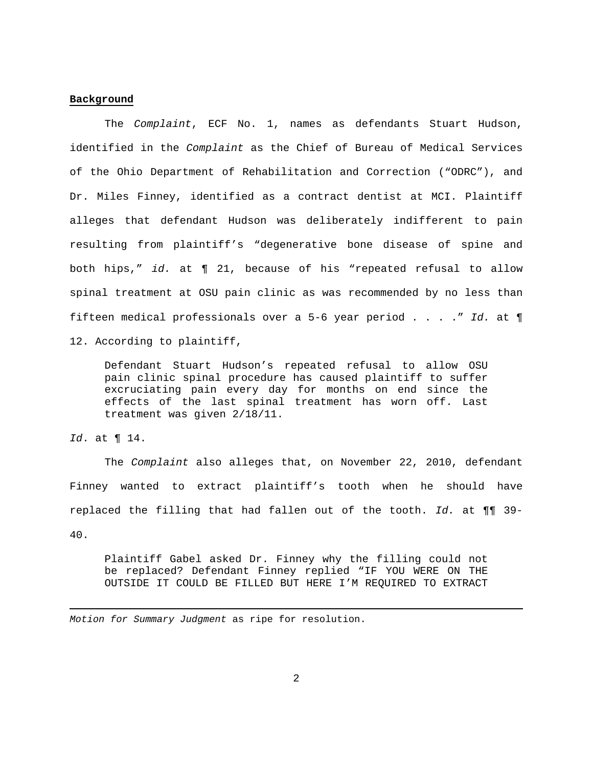**Background**

The *Complaint*, ECF No. 1, names as defendants Stuart Hudson, identified in the *Complaint* as the Chief of Bureau of Medical Services of the Ohio Department of Rehabilitation and Correction ("ODRC"), and Dr. Miles Finney, identified as a contract dentist at MCI. Plaintiff alleges that defendant Hudson was deliberately indifferent to pain resulting from plaintiff's "degenerative bone disease of spine and both hips," *id.* at ¶ 21, because of his "repeated refusal to allow spinal treatment at OSU pain clinic as was recommended by no less than fifteen medical professionals over a 5-6 year period . . . ." *Id.* at ¶ 12. According to plaintiff,

> Defendant Stuart Hudson's repeated refusal to allow OSU pain clinic spinal procedure has caused plaintiff to suffer excruciating pain every day for months on end since the effects of the last spinal treatment has worn off. Last treatment was given 2/18/11.

*Id*. at ¶ 14.

The *Complaint* also alleges that, on November 22, 2010, defendant Finney wanted to extract plaintiff's tooth when he should have replaced the filling that had fallen out of the tooth. *Id.* at ¶¶ 39-40.

> Plaintiff Gabel asked Dr. Finney why the filling could not be replaced? Defendant Finney replied "IF YOU WERE ON THE OUTSIDE IT COULD BE FILLED BUT HERE I'M REQUIRED TO EXTRACT

---

*Motion for Summary Judgment* as ripe for resolution.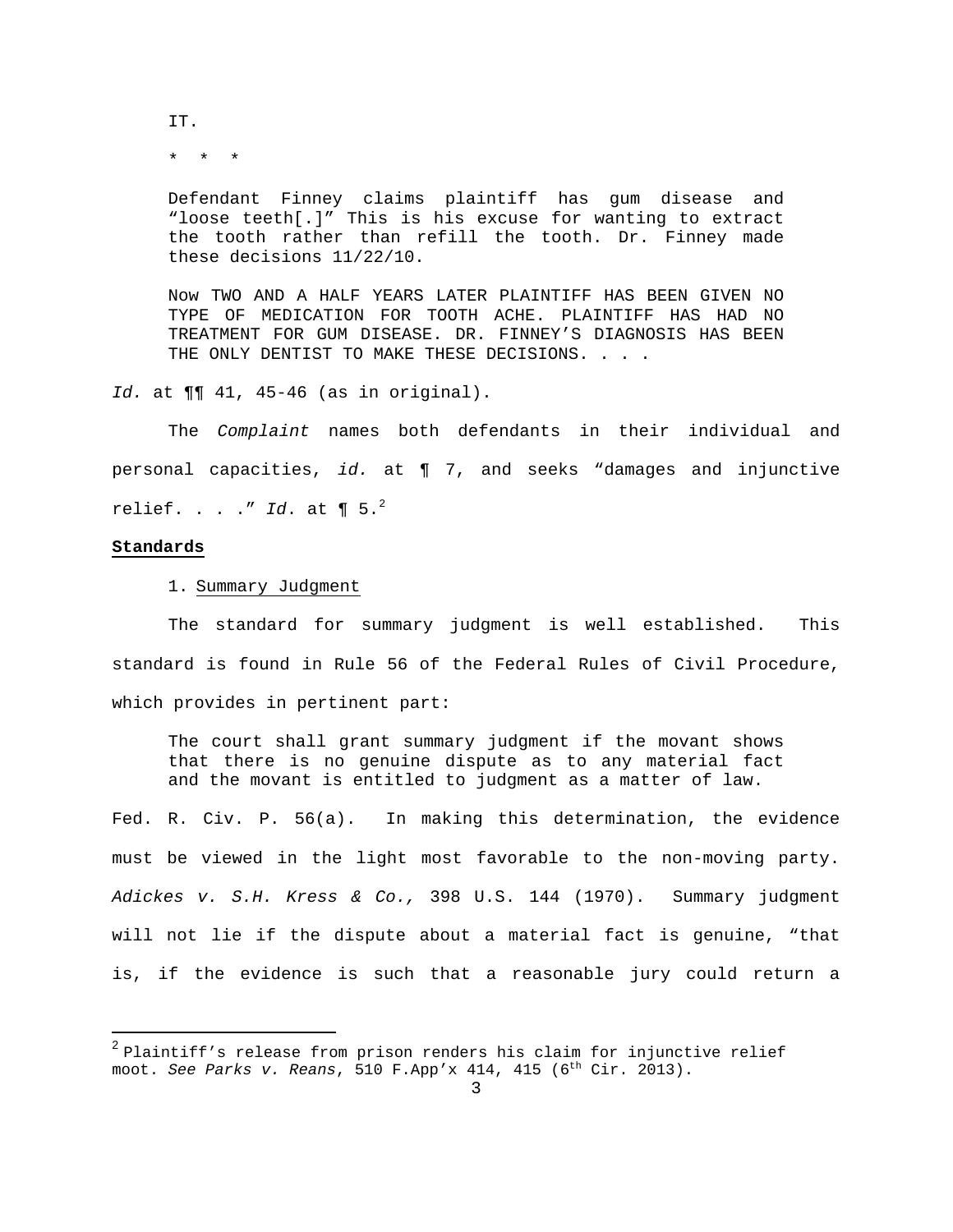> IT.
>
> \* \* \*
>
> Defendant Finney claims plaintiff has gum disease and "loose teeth[.]" This is his excuse for wanting to extract the tooth rather than refill the tooth. Dr. Finney made these decisions 11/22/10.
>
> Now TWO AND A HALF YEARS LATER PLAINTIFF HAS BEEN GIVEN NO TYPE OF MEDICATION FOR TOOTH ACHE. PLAINTIFF HAS HAD NO TREATMENT FOR GUM DISEASE. DR. FINNEY'S DIAGNOSIS HAS BEEN THE ONLY DENTIST TO MAKE THESE DECISIONS. . . .

*Id.* at ¶¶ 41, 45-46 (as in original).

The *Complaint* names both defendants in their individual and personal capacities, *id.* at ¶ 7, and seeks "damages and injunctive relief. . . ." *Id*. at ¶ 5.[2]

**Standards**

1. Summary Judgment

The standard for summary judgment is well established. This standard is found in Rule 56 of the Federal Rules of Civil Procedure, which provides in pertinent part:

> The court shall grant summary judgment if the movant shows that there is no genuine dispute as to any material fact and the movant is entitled to judgment as a matter of law.

Fed. R. Civ. P. 56(a). In making this determination, the evidence must be viewed in the light most favorable to the non-moving party. *Adickes v. S.H. Kress & Co.,* 398 U.S. 144 (1970). Summary judgment will not lie if the dispute about a material fact is genuine, "that is, if the evidence is such that a reasonable jury could return a

---

[2] Plaintiff's release from prison renders his claim for injunctive relief moot. *See Parks v. Reans*, 510 F.App'x 414, 415 (6th Cir. 2013).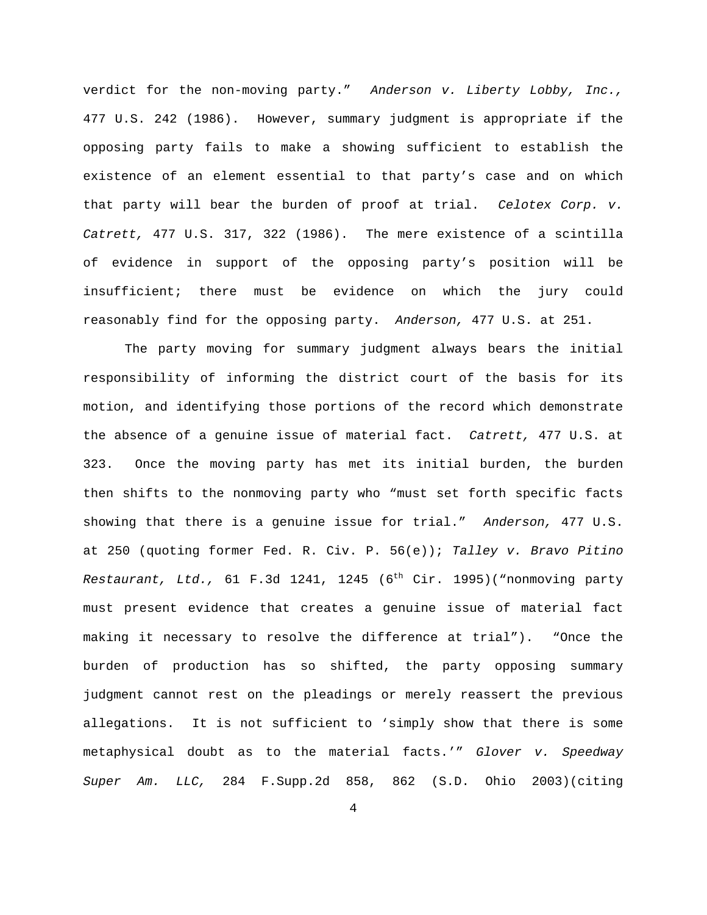verdict for the non-moving party." *Anderson v. Liberty Lobby, Inc.,* 477 U.S. 242 (1986). However, summary judgment is appropriate if the opposing party fails to make a showing sufficient to establish the existence of an element essential to that party's case and on which that party will bear the burden of proof at trial. *Celotex Corp. v. Catrett,* 477 U.S. 317, 322 (1986). The mere existence of a scintilla of evidence in support of the opposing party's position will be insufficient; there must be evidence on which the jury could reasonably find for the opposing party. *Anderson,* 477 U.S. at 251.

The party moving for summary judgment always bears the initial responsibility of informing the district court of the basis for its motion, and identifying those portions of the record which demonstrate the absence of a genuine issue of material fact. *Catrett,* 477 U.S. at 323. Once the moving party has met its initial burden, the burden then shifts to the nonmoving party who "must set forth specific facts showing that there is a genuine issue for trial." *Anderson,* 477 U.S. at 250 (quoting former Fed. R. Civ. P. 56(e)); *Talley v. Bravo Pitino Restaurant, Ltd.,* 61 F.3d 1241, 1245 (6th Cir. 1995)("nonmoving party must present evidence that creates a genuine issue of material fact making it necessary to resolve the difference at trial"). "Once the burden of production has so shifted, the party opposing summary judgment cannot rest on the pleadings or merely reassert the previous allegations. It is not sufficient to 'simply show that there is some metaphysical doubt as to the material facts.'" *Glover v. Speedway Super Am. LLC,* 284 F.Supp.2d 858, 862 (S.D. Ohio 2003)(citing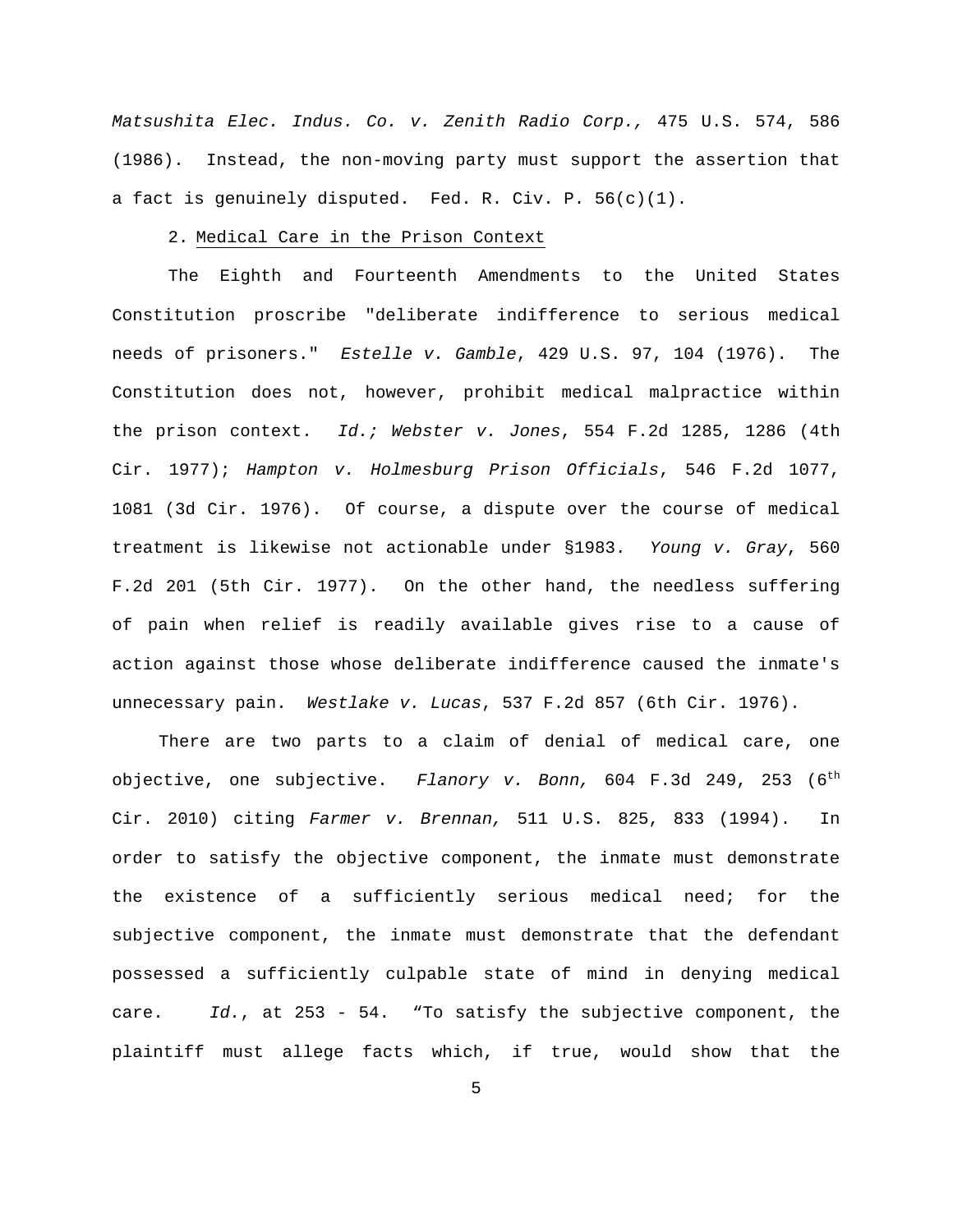*Matsushita Elec. Indus. Co. v. Zenith Radio Corp.,* 475 U.S. 574, 586 (1986). Instead, the non-moving party must support the assertion that a fact is genuinely disputed. Fed. R. Civ. P. 56(c)(1).

2. Medical Care in the Prison Context

The Eighth and Fourteenth Amendments to the United States Constitution proscribe "deliberate indifference to serious medical needs of prisoners." *Estelle v. Gamble*, 429 U.S. 97, 104 (1976). The Constitution does not, however, prohibit medical malpractice within the prison context. *Id.; Webster v. Jones*, 554 F.2d 1285, 1286 (4th Cir. 1977); *Hampton v. Holmesburg Prison Officials*, 546 F.2d 1077, 1081 (3d Cir. 1976). Of course, a dispute over the course of medical treatment is likewise not actionable under §1983. *Young v. Gray*, 560 F.2d 201 (5th Cir. 1977). On the other hand, the needless suffering of pain when relief is readily available gives rise to a cause of action against those whose deliberate indifference caused the inmate's unnecessary pain. *Westlake v. Lucas*, 537 F.2d 857 (6th Cir. 1976).

There are two parts to a claim of denial of medical care, one objective, one subjective. *Flanory v. Bonn,* 604 F.3d 249, 253 (6th Cir. 2010) citing *Farmer v. Brennan,* 511 U.S. 825, 833 (1994). In order to satisfy the objective component, the inmate must demonstrate the existence of a sufficiently serious medical need; for the subjective component, the inmate must demonstrate that the defendant possessed a sufficiently culpable state of mind in denying medical care. *Id.*, at 253 - 54. "To satisfy the subjective component, the plaintiff must allege facts which, if true, would show that the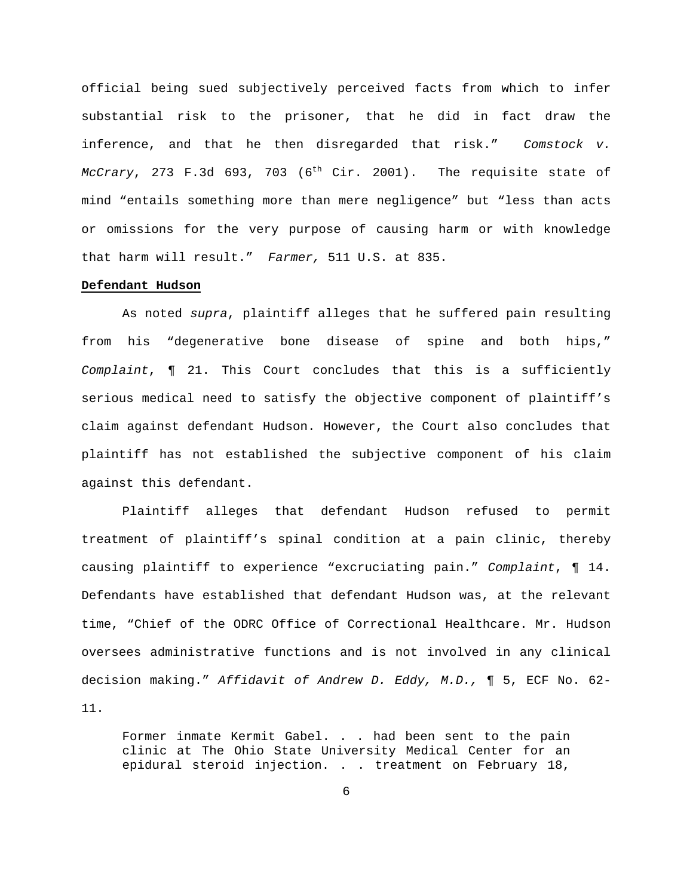official being sued subjectively perceived facts from which to infer substantial risk to the prisoner, that he did in fact draw the inference, and that he then disregarded that risk." *Comstock v. McCrary*, 273 F.3d 693, 703 (6th Cir. 2001). The requisite state of mind "entails something more than mere negligence" but "less than acts or omissions for the very purpose of causing harm or with knowledge that harm will result." *Farmer,* 511 U.S. at 835.

**Defendant Hudson**

As noted *supra*, plaintiff alleges that he suffered pain resulting from his "degenerative bone disease of spine and both hips," *Complaint*, ¶ 21. This Court concludes that this is a sufficiently serious medical need to satisfy the objective component of plaintiff's claim against defendant Hudson. However, the Court also concludes that plaintiff has not established the subjective component of his claim against this defendant.

Plaintiff alleges that defendant Hudson refused to permit treatment of plaintiff's spinal condition at a pain clinic, thereby causing plaintiff to experience "excruciating pain." *Complaint*, ¶ 14. Defendants have established that defendant Hudson was, at the relevant time, "Chief of the ODRC Office of Correctional Healthcare. Mr. Hudson oversees administrative functions and is not involved in any clinical decision making." *Affidavit of Andrew D. Eddy, M.D.,* ¶ 5, ECF No. 62-11.

> Former inmate Kermit Gabel. . . had been sent to the pain clinic at The Ohio State University Medical Center for an epidural steroid injection. . . treatment on February 18,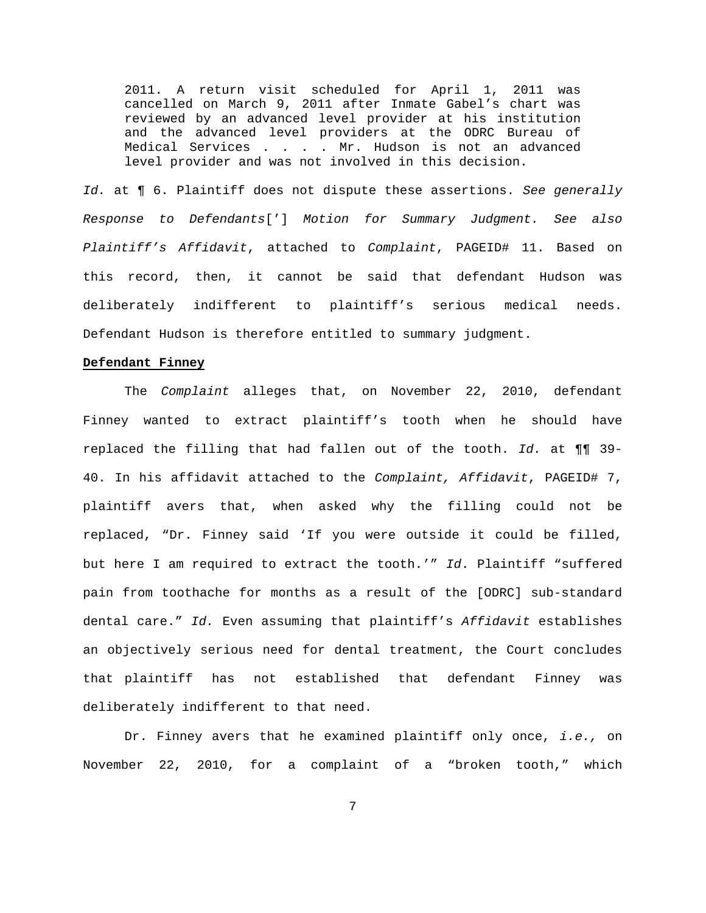> 2011. A return visit scheduled for April 1, 2011 was cancelled on March 9, 2011 after Inmate Gabel's chart was reviewed by an advanced level provider at his institution and the advanced level providers at the ODRC Bureau of Medical Services . . . . Mr. Hudson is not an advanced level provider and was not involved in this decision.

*Id.* at ¶ 6. Plaintiff does not dispute these assertions. *See generally Response to Defendants*['] *Motion for Summary Judgment. See also Plaintiff's Affidavit*, attached to *Complaint*, PAGEID# 11. Based on this record, then, it cannot be said that defendant Hudson was deliberately indifferent to plaintiff's serious medical needs. Defendant Hudson is therefore entitled to summary judgment.

**Defendant Finney**

The *Complaint* alleges that, on November 22, 2010, defendant Finney wanted to extract plaintiff's tooth when he should have replaced the filling that had fallen out of the tooth. *Id.* at ¶¶ 39-40. In his affidavit attached to the *Complaint, Affidavit*, PAGEID# 7, plaintiff avers that, when asked why the filling could not be replaced, "Dr. Finney said 'If you were outside it could be filled, but here I am required to extract the tooth.'" *Id*. Plaintiff "suffered pain from toothache for months as a result of the [ODRC] sub-standard dental care." *Id.* Even assuming that plaintiff's *Affidavit* establishes an objectively serious need for dental treatment, the Court concludes that plaintiff has not established that defendant Finney was deliberately indifferent to that need.

Dr. Finney avers that he examined plaintiff only once, *i.e.,* on November 22, 2010, for a complaint of a "broken tooth," which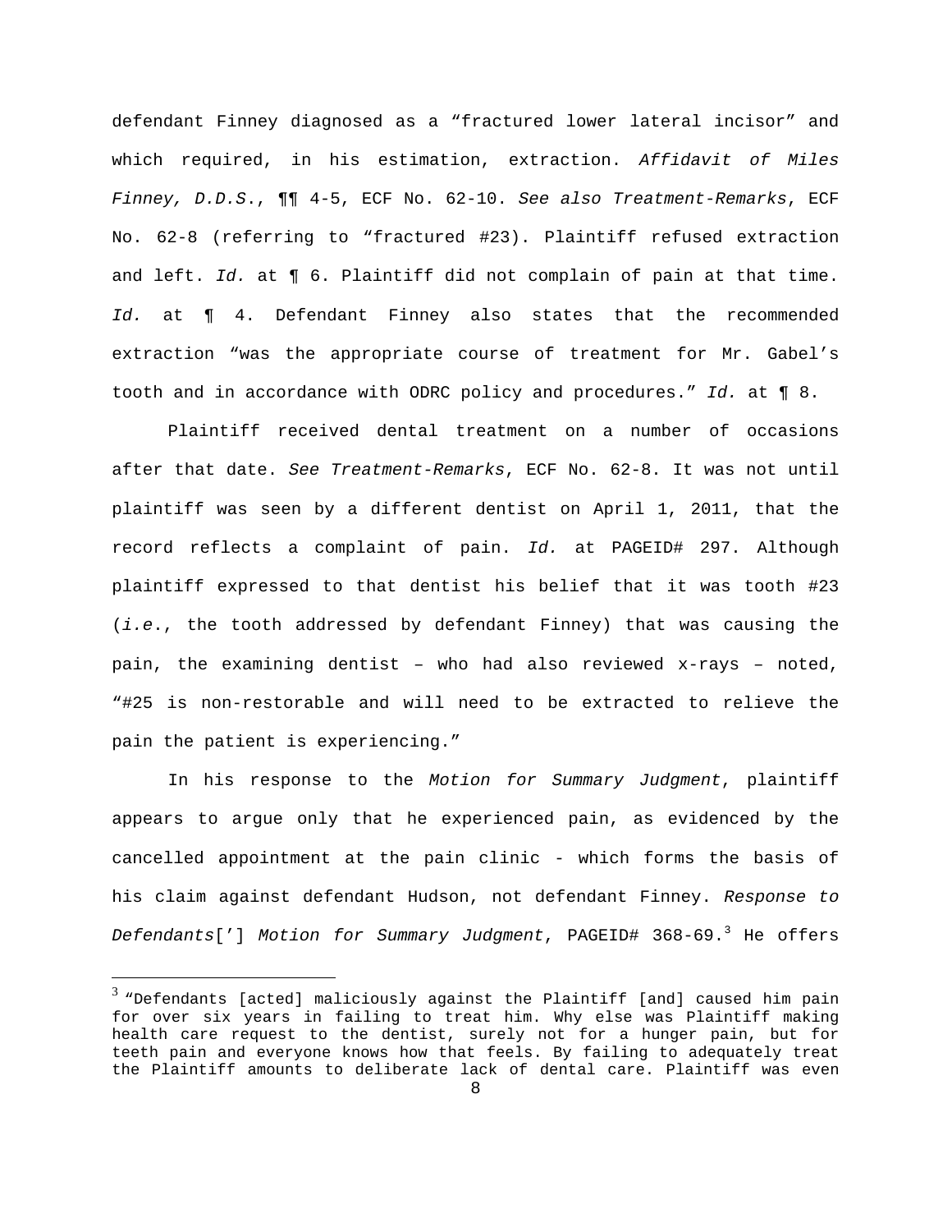defendant Finney diagnosed as a "fractured lower lateral incisor" and which required, in his estimation, extraction. *Affidavit of Miles Finney, D.D.S.*, ¶¶ 4-5, ECF No. 62-10. *See also Treatment-Remarks*, ECF No. 62-8 (referring to "fractured #23). Plaintiff refused extraction and left. *Id.* at ¶ 6. Plaintiff did not complain of pain at that time. *Id.* at ¶ 4. Defendant Finney also states that the recommended extraction "was the appropriate course of treatment for Mr. Gabel's tooth and in accordance with ODRC policy and procedures." *Id.* at ¶ 8.

Plaintiff received dental treatment on a number of occasions after that date. *See Treatment-Remarks*, ECF No. 62-8. It was not until plaintiff was seen by a different dentist on April 1, 2011, that the record reflects a complaint of pain. *Id.* at PAGEID# 297. Although plaintiff expressed to that dentist his belief that it was tooth #23 (*i.e.*, the tooth addressed by defendant Finney) that was causing the pain, the examining dentist – who had also reviewed x-rays – noted, "#25 is non-restorable and will need to be extracted to relieve the pain the patient is experiencing."

In his response to the *Motion for Summary Judgment*, plaintiff appears to argue only that he experienced pain, as evidenced by the cancelled appointment at the pain clinic - which forms the basis of his claim against defendant Hudson, not defendant Finney. *Response to Defendants*['] *Motion for Summary Judgment*, PAGEID# 368-69.[3] He offers

[3] "Defendants [acted] maliciously against the Plaintiff [and] caused him pain for over six years in failing to treat him. Why else was Plaintiff making health care request to the dentist, surely not for a hunger pain, but for teeth pain and everyone knows how that feels. By failing to adequately treat the Plaintiff amounts to deliberate lack of dental care. Plaintiff was even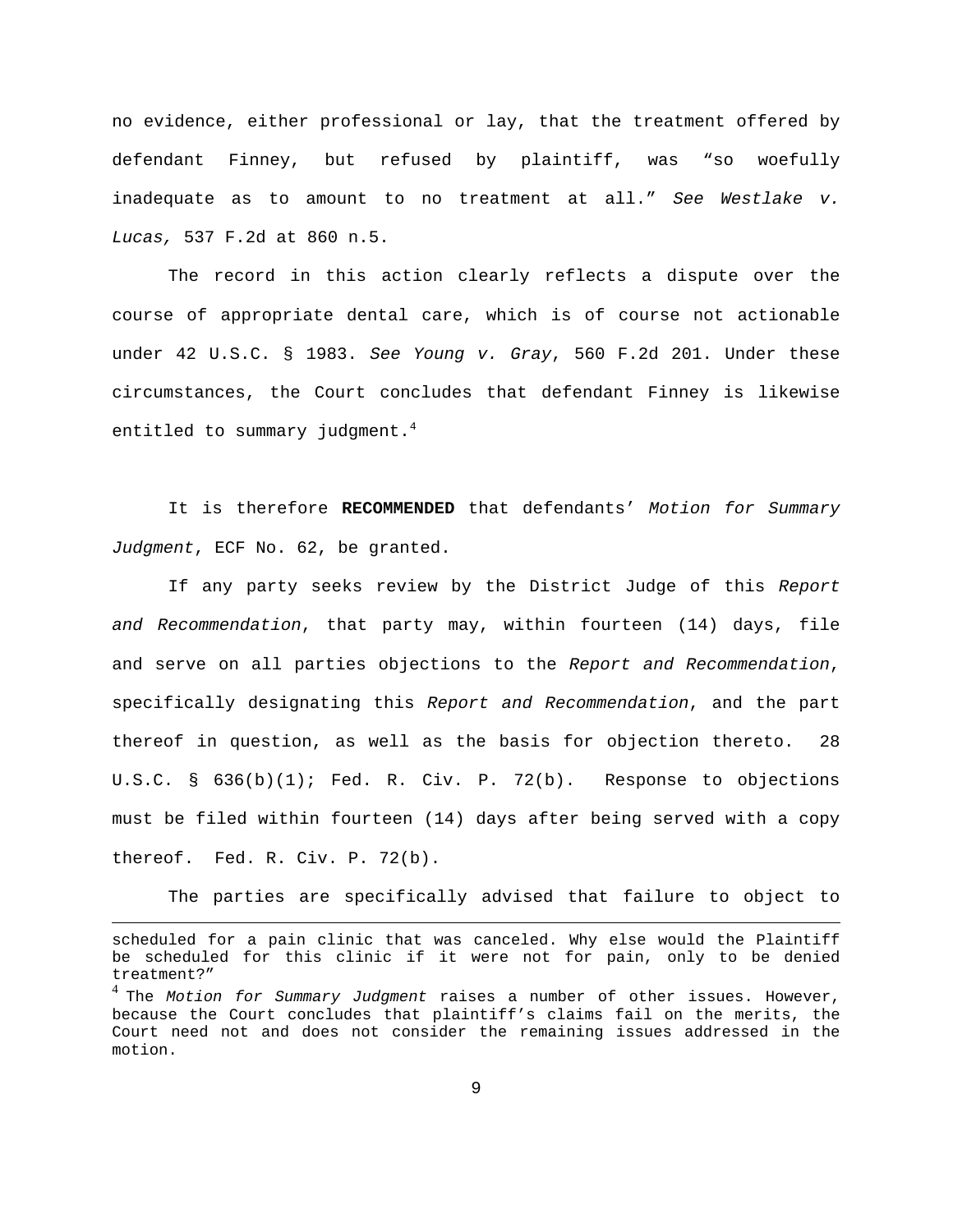no evidence, either professional or lay, that the treatment offered by defendant Finney, but refused by plaintiff, was "so woefully inadequate as to amount to no treatment at all." *See Westlake v. Lucas,* 537 F.2d at 860 n.5.

The record in this action clearly reflects a dispute over the course of appropriate dental care, which is of course not actionable under 42 U.S.C. § 1983. *See Young v. Gray*, 560 F.2d 201. Under these circumstances, the Court concludes that defendant Finney is likewise entitled to summary judgment.[4]

It is therefore **RECOMMENDED** that defendants' *Motion for Summary Judgment*, ECF No. 62, be granted.

If any party seeks review by the District Judge of this *Report and Recommendation*, that party may, within fourteen (14) days, file and serve on all parties objections to the *Report and Recommendation*, specifically designating this *Report and Recommendation*, and the part thereof in question, as well as the basis for objection thereto. 28 U.S.C. § 636(b)(1); Fed. R. Civ. P. 72(b). Response to objections must be filed within fourteen (14) days after being served with a copy thereof. Fed. R. Civ. P. 72(b).

The parties are specifically advised that failure to object to

---

scheduled for a pain clinic that was canceled. Why else would the Plaintiff be scheduled for this clinic if it were not for pain, only to be denied treatment?"

[4] The *Motion for Summary Judgment* raises a number of other issues. However, because the Court concludes that plaintiff's claims fail on the merits, the Court need not and does not consider the remaining issues addressed in the motion.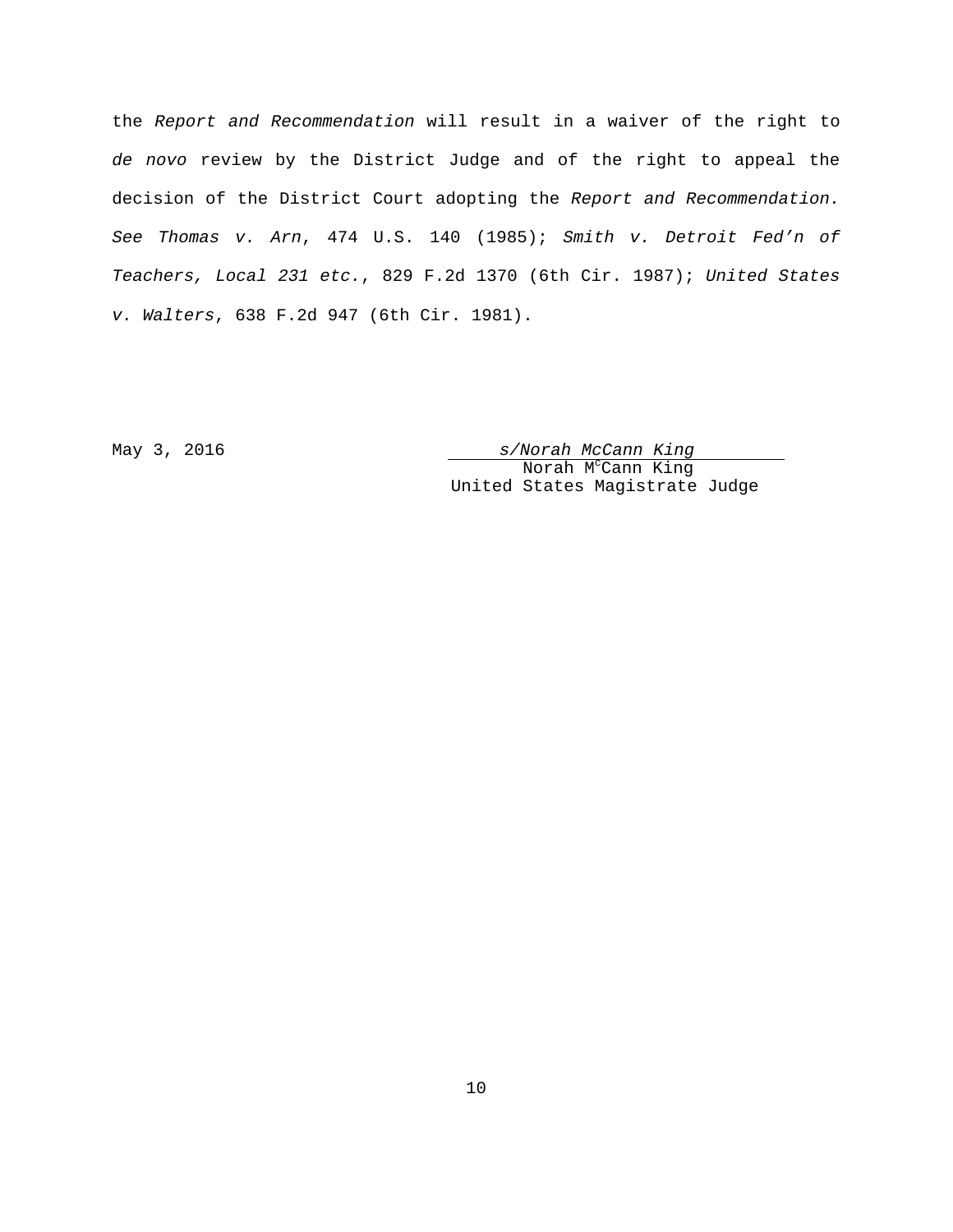the *Report and Recommendation* will result in a waiver of the right to *de novo* review by the District Judge and of the right to appeal the decision of the District Court adopting the *Report and Recommendation. See Thomas v. Arn*, 474 U.S. 140 (1985); *Smith v. Detroit Fed'n of Teachers, Local 231 etc.*, 829 F.2d 1370 (6th Cir. 1987); *United States v. Walters*, 638 F.2d 947 (6th Cir. 1981).

May 3, 2016

*s/Norah McCann King*
Norah McCann King
United States Magistrate Judge